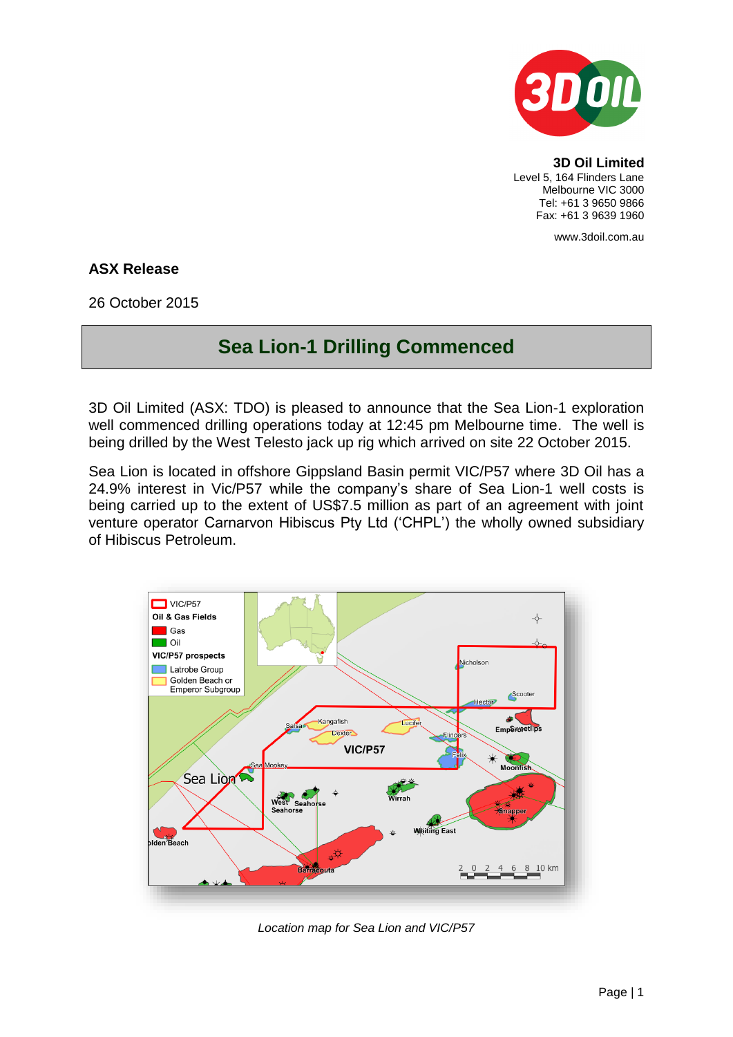**3D Oil Limited**
Level 5, 164 Flinders Lane
Melbourne VIC 3000
Tel: +61 3 9650 9866
Fax: +61 3 9639 1960

www.3doil.com.au

**ASX Release**

26 October 2015

# Sea Lion-1 Drilling Commenced

3D Oil Limited (ASX: TDO) is pleased to announce that the Sea Lion-1 exploration well commenced drilling operations today at 12:45 pm Melbourne time. The well is being drilled by the West Telesto jack up rig which arrived on site 22 October 2015.

Sea Lion is located in offshore Gippsland Basin permit VIC/P57 where 3D Oil has a 24.9% interest in Vic/P57 while the company's share of Sea Lion-1 well costs is being carried up to the extent of US$7.5 million as part of an agreement with joint venture operator Carnarvon Hibiscus Pty Ltd ('CHPL') the wholly owned subsidiary of Hibiscus Petroleum.

*Location map for Sea Lion and VIC/P57*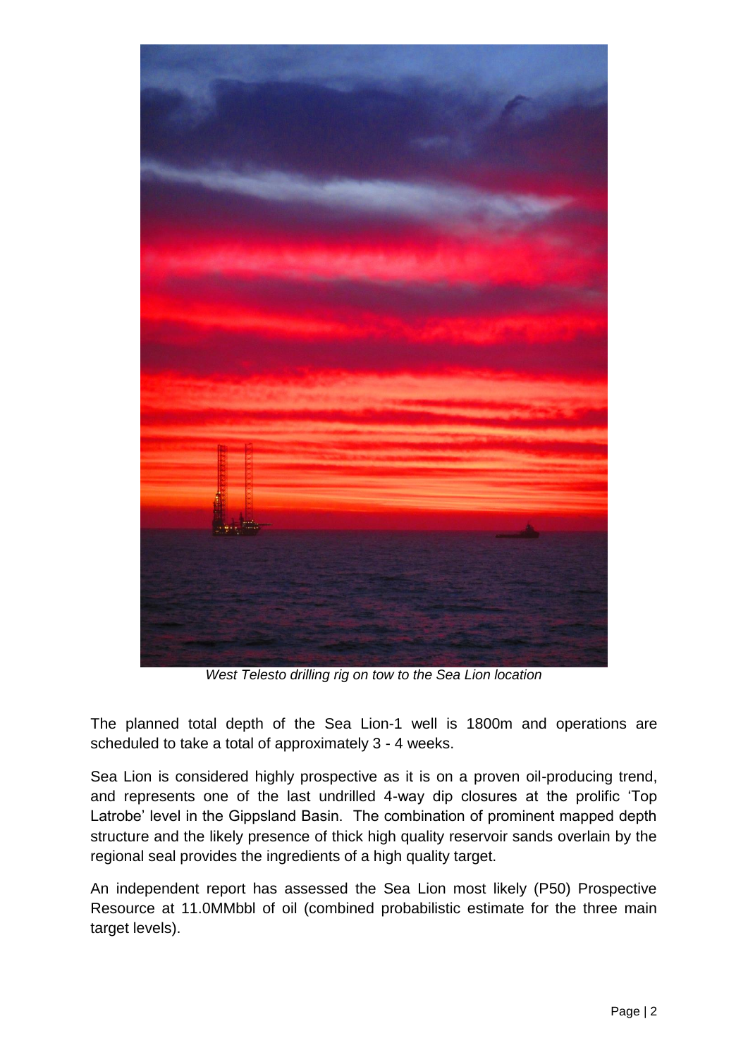*West Telesto drilling rig on tow to the Sea Lion location*

The planned total depth of the Sea Lion-1 well is 1800m and operations are scheduled to take a total of approximately 3 - 4 weeks.

Sea Lion is considered highly prospective as it is on a proven oil-producing trend, and represents one of the last undrilled 4-way dip closures at the prolific 'Top Latrobe' level in the Gippsland Basin. The combination of prominent mapped depth structure and the likely presence of thick high quality reservoir sands overlain by the regional seal provides the ingredients of a high quality target.

An independent report has assessed the Sea Lion most likely (P50) Prospective Resource at 11.0MMbbl of oil (combined probabilistic estimate for the three main target levels).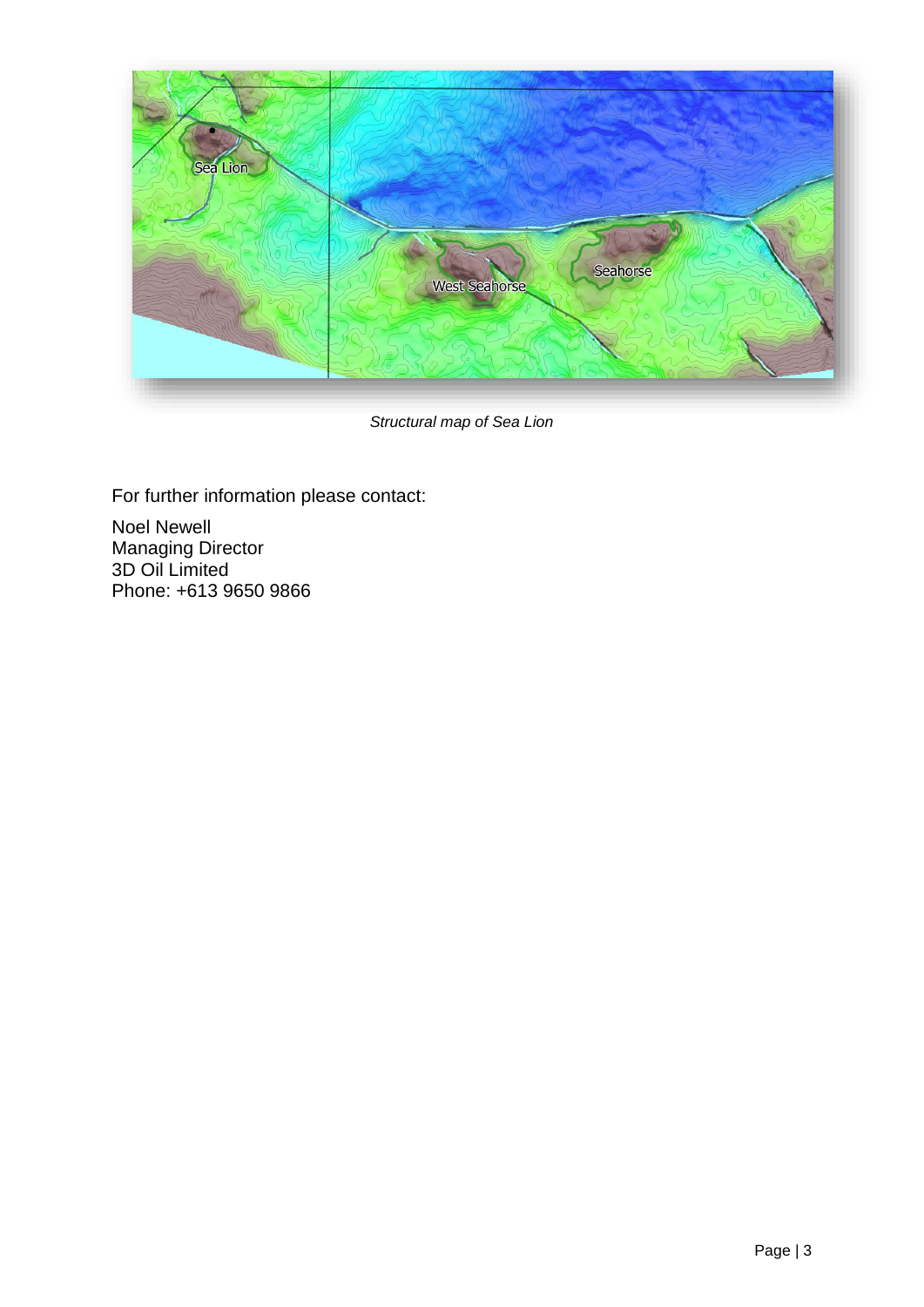Sea Lion

West Seahorse

Seahorse

*Structural map of Sea Lion*

For further information please contact:

Noel Newell
Managing Director
3D Oil Limited
Phone: +613 9650 9866